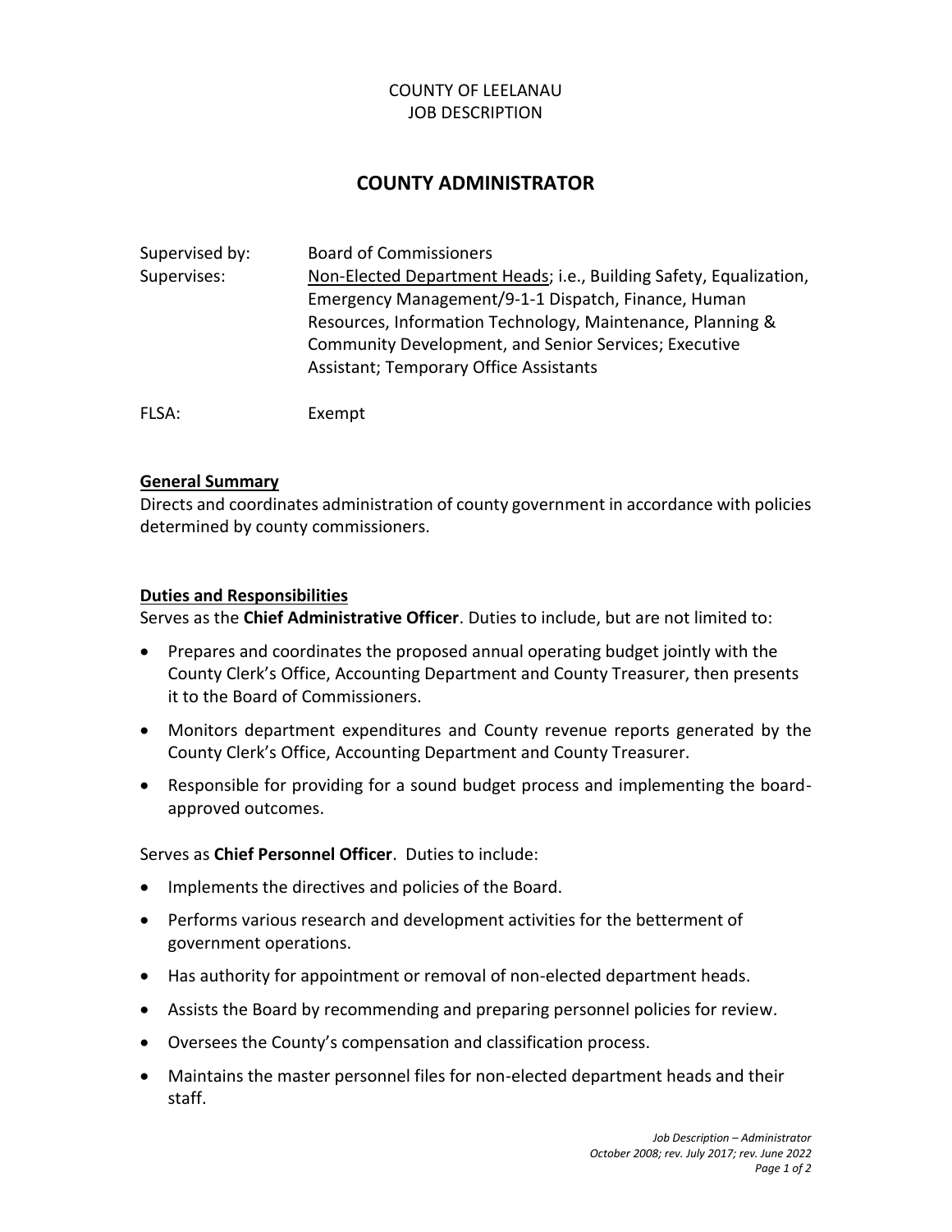COUNTY OF LEELANAU
JOB DESCRIPTION

# COUNTY ADMINISTRATOR

Supervised by: Board of Commissioners

Supervises: Non-Elected Department Heads; i.e., Building Safety, Equalization, Emergency Management/9-1-1 Dispatch, Finance, Human Resources, Information Technology, Maintenance, Planning & Community Development, and Senior Services; Executive Assistant; Temporary Office Assistants

FLSA: Exempt

## General Summary

Directs and coordinates administration of county government in accordance with policies determined by county commissioners.

## Duties and Responsibilities

Serves as the **Chief Administrative Officer**. Duties to include, but are not limited to:

- Prepares and coordinates the proposed annual operating budget jointly with the County Clerk's Office, Accounting Department and County Treasurer, then presents it to the Board of Commissioners.
- Monitors department expenditures and County revenue reports generated by the County Clerk's Office, Accounting Department and County Treasurer.
- Responsible for providing for a sound budget process and implementing the board-approved outcomes.

Serves as **Chief Personnel Officer**. Duties to include:

- Implements the directives and policies of the Board.
- Performs various research and development activities for the betterment of government operations.
- Has authority for appointment or removal of non-elected department heads.
- Assists the Board by recommending and preparing personnel policies for review.
- Oversees the County's compensation and classification process.
- Maintains the master personnel files for non-elected department heads and their staff.

*Job Description – Administrator*
*October 2008; rev. July 2017; rev. June 2022*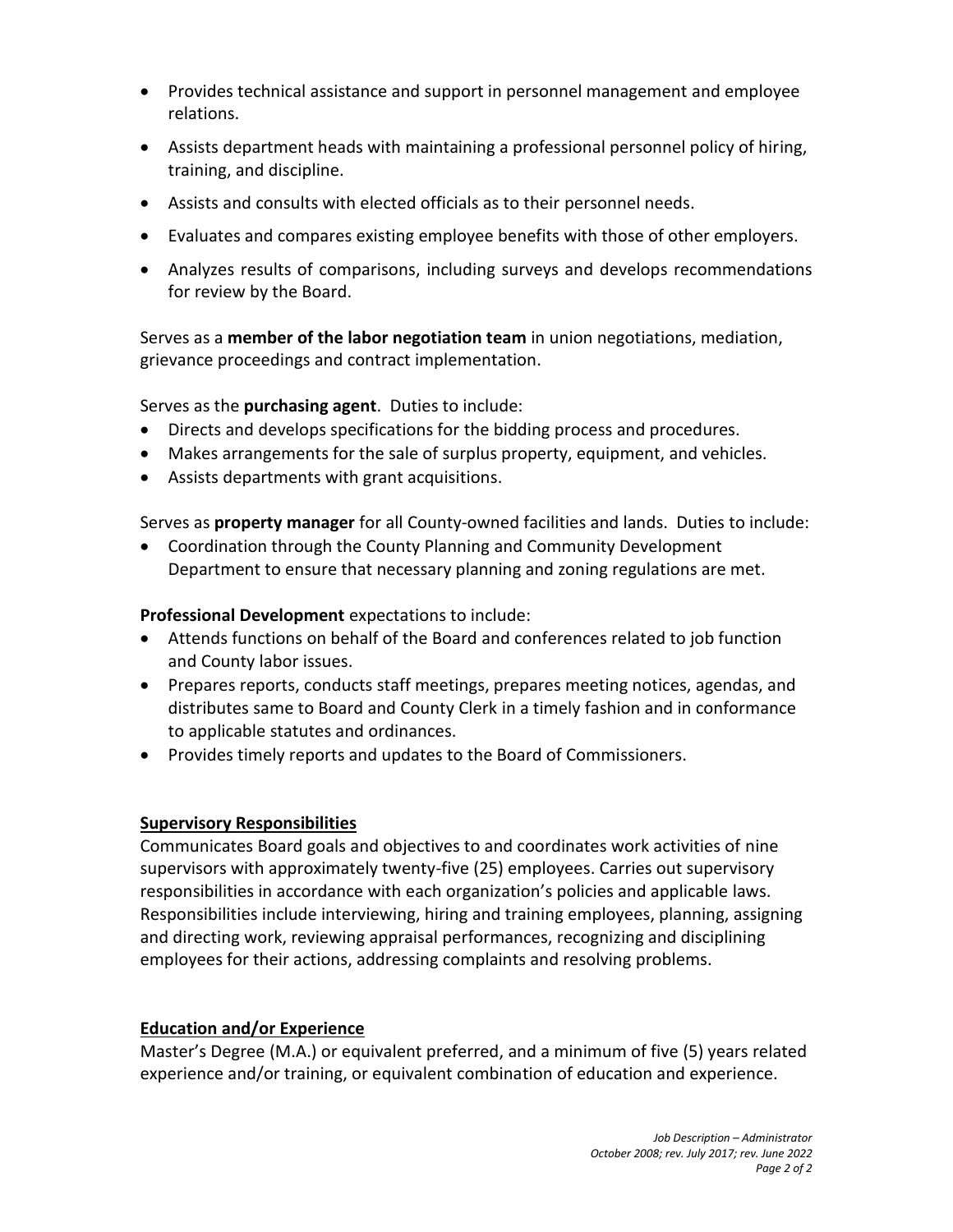- Provides technical assistance and support in personnel management and employee relations.
- Assists department heads with maintaining a professional personnel policy of hiring, training, and discipline.
- Assists and consults with elected officials as to their personnel needs.
- Evaluates and compares existing employee benefits with those of other employers.
- Analyzes results of comparisons, including surveys and develops recommendations for review by the Board.

Serves as a **member of the labor negotiation team** in union negotiations, mediation, grievance proceedings and contract implementation.

Serves as the **purchasing agent**. Duties to include:

- Directs and develops specifications for the bidding process and procedures.
- Makes arrangements for the sale of surplus property, equipment, and vehicles.
- Assists departments with grant acquisitions.

Serves as **property manager** for all County-owned facilities and lands. Duties to include:

- Coordination through the County Planning and Community Development Department to ensure that necessary planning and zoning regulations are met.

**Professional Development** expectations to include:

- Attends functions on behalf of the Board and conferences related to job function and County labor issues.
- Prepares reports, conducts staff meetings, prepares meeting notices, agendas, and distributes same to Board and County Clerk in a timely fashion and in conformance to applicable statutes and ordinances.
- Provides timely reports and updates to the Board of Commissioners.

## Supervisory Responsibilities

Communicates Board goals and objectives to and coordinates work activities of nine supervisors with approximately twenty-five (25) employees. Carries out supervisory responsibilities in accordance with each organization's policies and applicable laws. Responsibilities include interviewing, hiring and training employees, planning, assigning and directing work, reviewing appraisal performances, recognizing and disciplining employees for their actions, addressing complaints and resolving problems.

## Education and/or Experience

Master's Degree (M.A.) or equivalent preferred, and a minimum of five (5) years related experience and/or training, or equivalent combination of education and experience.